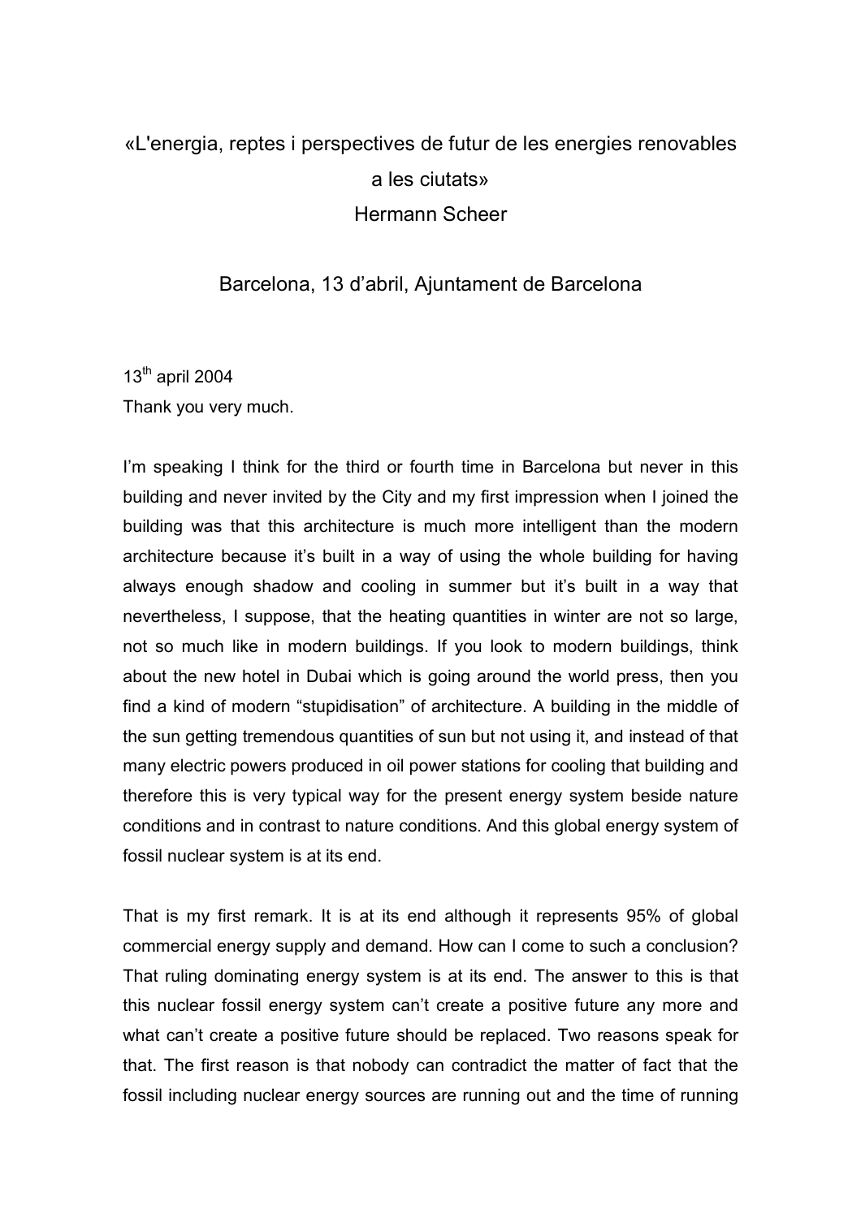# «L'energia, reptes i perspectives de futur de les energies renovables a les ciutats»

## Hermann Scheer

### Barcelona, 13 d'abril, Ajuntament de Barcelona

13th april 2004

Thank you very much.

I'm speaking I think for the third or fourth time in Barcelona but never in this building and never invited by the City and my first impression when I joined the building was that this architecture is much more intelligent than the modern architecture because it's built in a way of using the whole building for having always enough shadow and cooling in summer but it's built in a way that nevertheless, I suppose, that the heating quantities in winter are not so large, not so much like in modern buildings. If you look to modern buildings, think about the new hotel in Dubai which is going around the world press, then you find a kind of modern "stupidisation" of architecture. A building in the middle of the sun getting tremendous quantities of sun but not using it, and instead of that many electric powers produced in oil power stations for cooling that building and therefore this is very typical way for the present energy system beside nature conditions and in contrast to nature conditions. And this global energy system of fossil nuclear system is at its end.

That is my first remark. It is at its end although it represents 95% of global commercial energy supply and demand. How can I come to such a conclusion? That ruling dominating energy system is at its end. The answer to this is that this nuclear fossil energy system can't create a positive future any more and what can't create a positive future should be replaced. Two reasons speak for that. The first reason is that nobody can contradict the matter of fact that the fossil including nuclear energy sources are running out and the time of running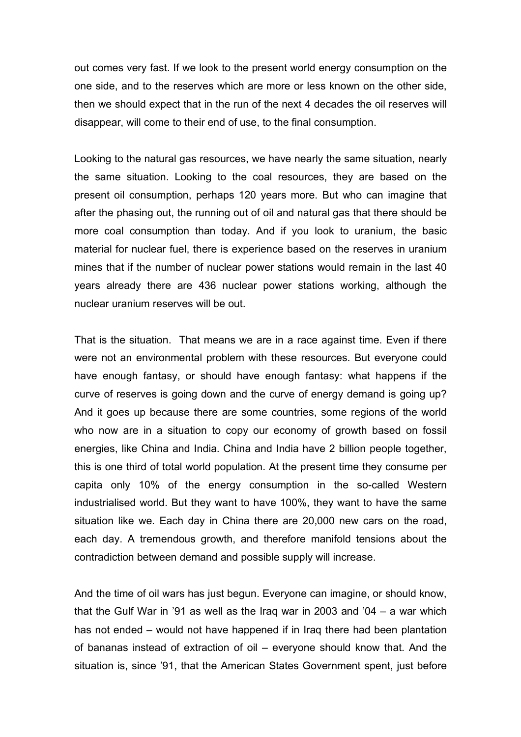out comes very fast. If we look to the present world energy consumption on the one side, and to the reserves which are more or less known on the other side, then we should expect that in the run of the next 4 decades the oil reserves will disappear, will come to their end of use, to the final consumption.

Looking to the natural gas resources, we have nearly the same situation, nearly the same situation. Looking to the coal resources, they are based on the present oil consumption, perhaps 120 years more. But who can imagine that after the phasing out, the running out of oil and natural gas that there should be more coal consumption than today. And if you look to uranium, the basic material for nuclear fuel, there is experience based on the reserves in uranium mines that if the number of nuclear power stations would remain in the last 40 years already there are 436 nuclear power stations working, although the nuclear uranium reserves will be out.

That is the situation. That means we are in a race against time. Even if there were not an environmental problem with these resources. But everyone could have enough fantasy, or should have enough fantasy: what happens if the curve of reserves is going down and the curve of energy demand is going up? And it goes up because there are some countries, some regions of the world who now are in a situation to copy our economy of growth based on fossil energies, like China and India. China and India have 2 billion people together, this is one third of total world population. At the present time they consume per capita only 10% of the energy consumption in the so-called Western industrialised world. But they want to have 100%, they want to have the same situation like we. Each day in China there are 20,000 new cars on the road, each day. A tremendous growth, and therefore manifold tensions about the contradiction between demand and possible supply will increase.

And the time of oil wars has just begun. Everyone can imagine, or should know, that the Gulf War in '91 as well as the Iraq war in 2003 and '04 – a war which has not ended – would not have happened if in Iraq there had been plantation of bananas instead of extraction of oil – everyone should know that. And the situation is, since '91, that the American States Government spent, just before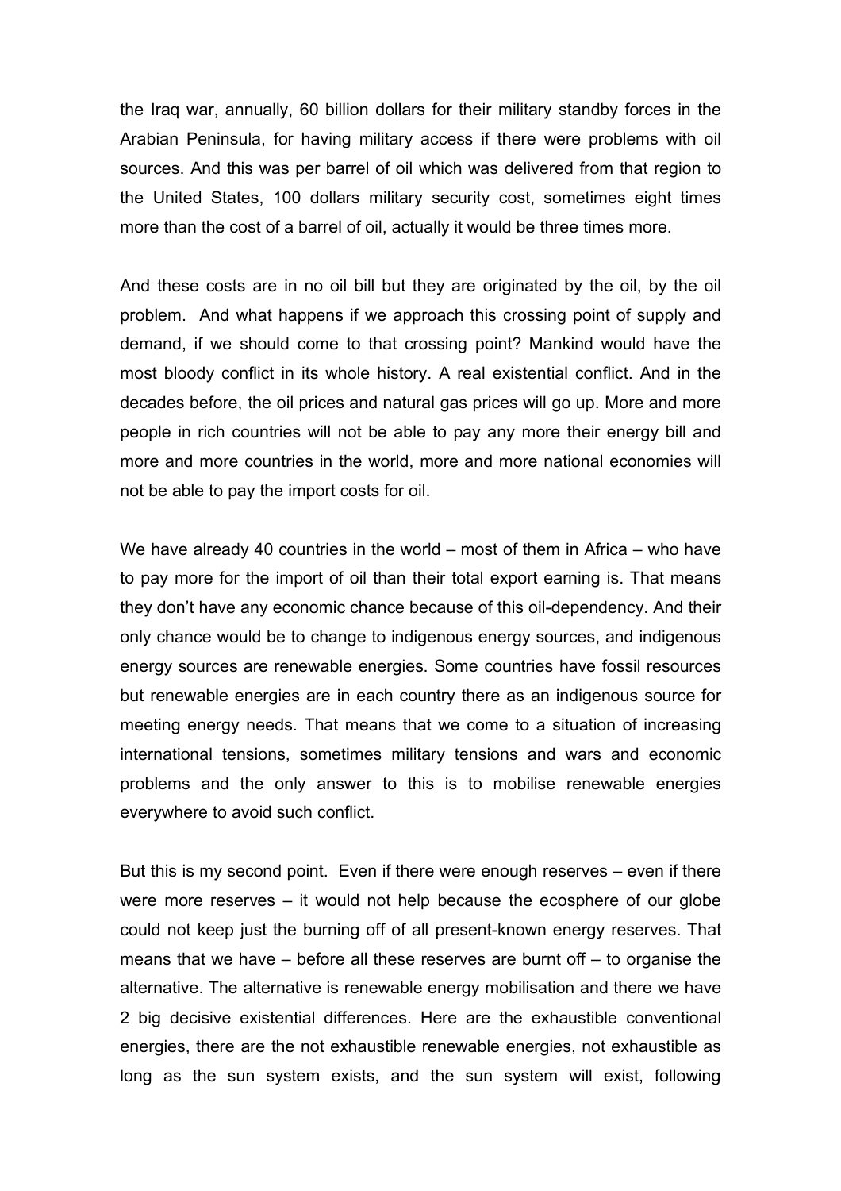the Iraq war, annually, 60 billion dollars for their military standby forces in the Arabian Peninsula, for having military access if there were problems with oil sources. And this was per barrel of oil which was delivered from that region to the United States, 100 dollars military security cost, sometimes eight times more than the cost of a barrel of oil, actually it would be three times more.

And these costs are in no oil bill but they are originated by the oil, by the oil problem. And what happens if we approach this crossing point of supply and demand, if we should come to that crossing point? Mankind would have the most bloody conflict in its whole history. A real existential conflict. And in the decades before, the oil prices and natural gas prices will go up. More and more people in rich countries will not be able to pay any more their energy bill and more and more countries in the world, more and more national economies will not be able to pay the import costs for oil.

We have already 40 countries in the world – most of them in Africa – who have to pay more for the import of oil than their total export earning is. That means they don't have any economic chance because of this oil-dependency. And their only chance would be to change to indigenous energy sources, and indigenous energy sources are renewable energies. Some countries have fossil resources but renewable energies are in each country there as an indigenous source for meeting energy needs. That means that we come to a situation of increasing international tensions, sometimes military tensions and wars and economic problems and the only answer to this is to mobilise renewable energies everywhere to avoid such conflict.

But this is my second point. Even if there were enough reserves – even if there were more reserves – it would not help because the ecosphere of our globe could not keep just the burning off of all present-known energy reserves. That means that we have – before all these reserves are burnt off – to organise the alternative. The alternative is renewable energy mobilisation and there we have 2 big decisive existential differences. Here are the exhaustible conventional energies, there are the not exhaustible renewable energies, not exhaustible as long as the sun system exists, and the sun system will exist, following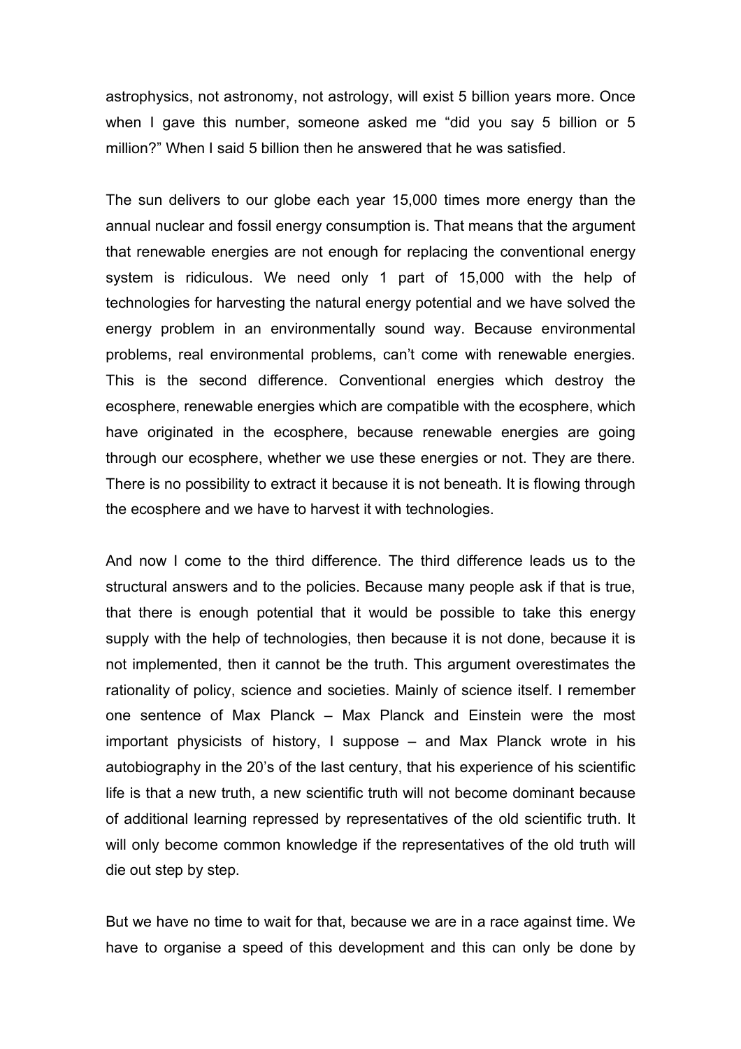astrophysics, not astronomy, not astrology, will exist 5 billion years more. Once when I gave this number, someone asked me "did you say 5 billion or 5 million?" When I said 5 billion then he answered that he was satisfied.

The sun delivers to our globe each year 15,000 times more energy than the annual nuclear and fossil energy consumption is. That means that the argument that renewable energies are not enough for replacing the conventional energy system is ridiculous. We need only 1 part of 15,000 with the help of technologies for harvesting the natural energy potential and we have solved the energy problem in an environmentally sound way. Because environmental problems, real environmental problems, can't come with renewable energies. This is the second difference. Conventional energies which destroy the ecosphere, renewable energies which are compatible with the ecosphere, which have originated in the ecosphere, because renewable energies are going through our ecosphere, whether we use these energies or not. They are there. There is no possibility to extract it because it is not beneath. It is flowing through the ecosphere and we have to harvest it with technologies.

And now I come to the third difference. The third difference leads us to the structural answers and to the policies. Because many people ask if that is true, that there is enough potential that it would be possible to take this energy supply with the help of technologies, then because it is not done, because it is not implemented, then it cannot be the truth. This argument overestimates the rationality of policy, science and societies. Mainly of science itself. I remember one sentence of Max Planck – Max Planck and Einstein were the most important physicists of history, I suppose – and Max Planck wrote in his autobiography in the 20's of the last century, that his experience of his scientific life is that a new truth, a new scientific truth will not become dominant because of additional learning repressed by representatives of the old scientific truth. It will only become common knowledge if the representatives of the old truth will die out step by step.

But we have no time to wait for that, because we are in a race against time. We have to organise a speed of this development and this can only be done by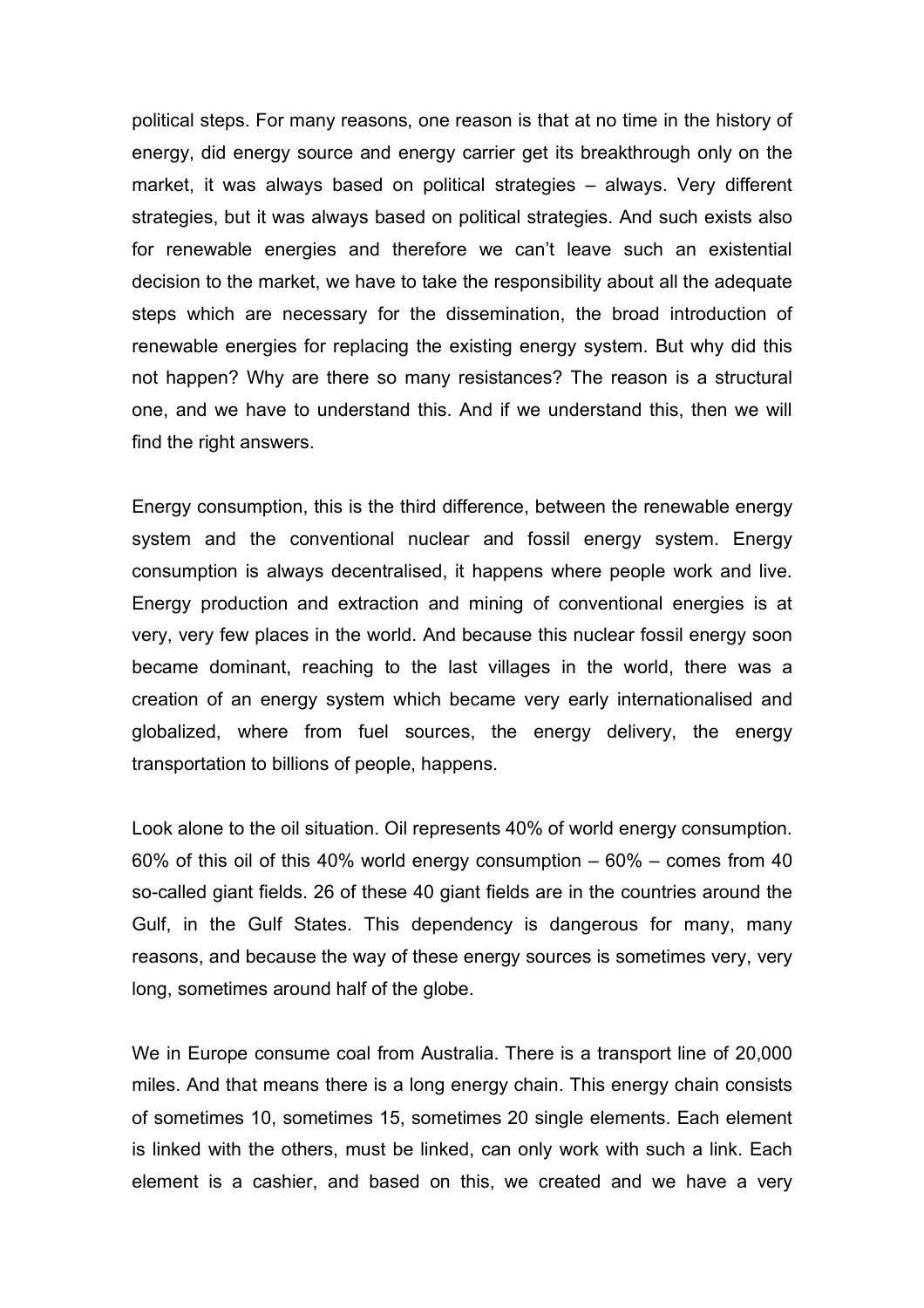political steps. For many reasons, one reason is that at no time in the history of energy, did energy source and energy carrier get its breakthrough only on the market, it was always based on political strategies – always. Very different strategies, but it was always based on political strategies. And such exists also for renewable energies and therefore we can't leave such an existential decision to the market, we have to take the responsibility about all the adequate steps which are necessary for the dissemination, the broad introduction of renewable energies for replacing the existing energy system. But why did this not happen? Why are there so many resistances? The reason is a structural one, and we have to understand this. And if we understand this, then we will find the right answers.

Energy consumption, this is the third difference, between the renewable energy system and the conventional nuclear and fossil energy system. Energy consumption is always decentralised, it happens where people work and live. Energy production and extraction and mining of conventional energies is at very, very few places in the world. And because this nuclear fossil energy soon became dominant, reaching to the last villages in the world, there was a creation of an energy system which became very early internationalised and globalized, where from fuel sources, the energy delivery, the energy transportation to billions of people, happens.

Look alone to the oil situation. Oil represents 40% of world energy consumption. 60% of this oil of this 40% world energy consumption – 60% – comes from 40 so-called giant fields. 26 of these 40 giant fields are in the countries around the Gulf, in the Gulf States. This dependency is dangerous for many, many reasons, and because the way of these energy sources is sometimes very, very long, sometimes around half of the globe.

We in Europe consume coal from Australia. There is a transport line of 20,000 miles. And that means there is a long energy chain. This energy chain consists of sometimes 10, sometimes 15, sometimes 20 single elements. Each element is linked with the others, must be linked, can only work with such a link. Each element is a cashier, and based on this, we created and we have a very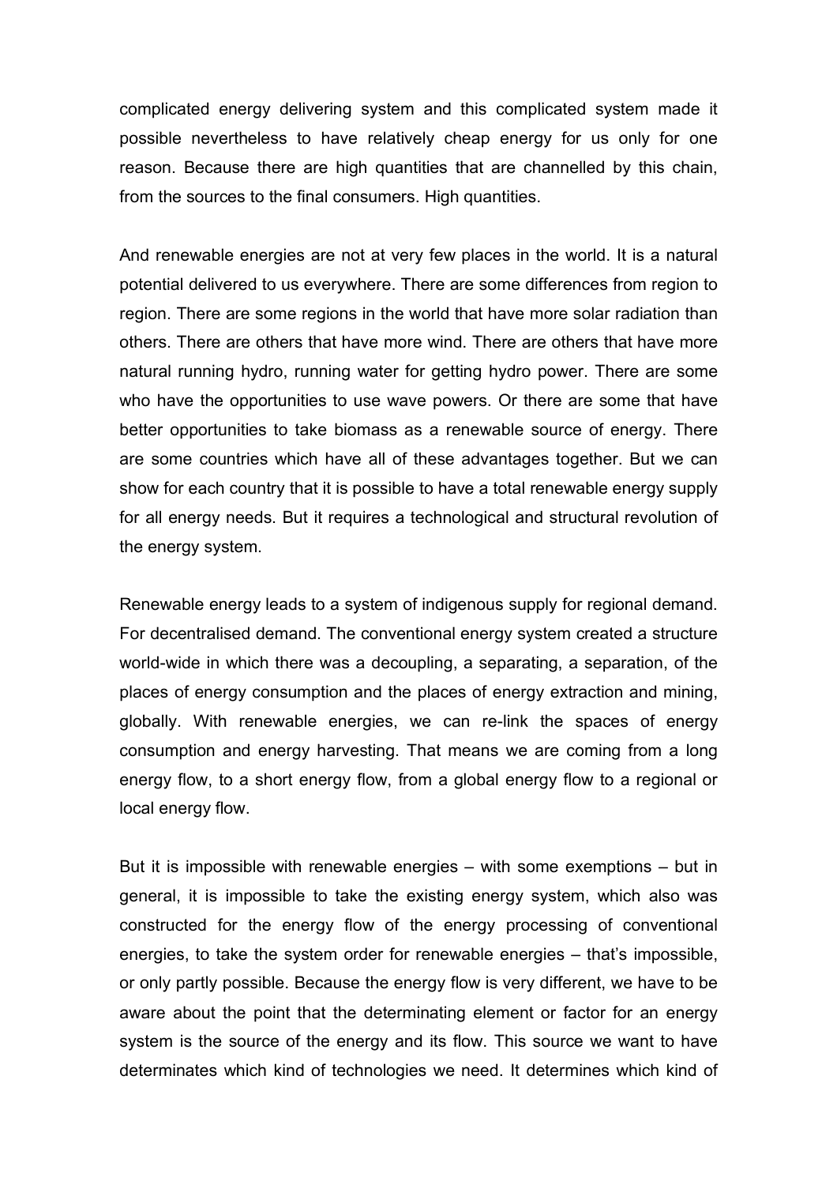complicated energy delivering system and this complicated system made it possible nevertheless to have relatively cheap energy for us only for one reason. Because there are high quantities that are channelled by this chain, from the sources to the final consumers. High quantities.

And renewable energies are not at very few places in the world. It is a natural potential delivered to us everywhere. There are some differences from region to region. There are some regions in the world that have more solar radiation than others. There are others that have more wind. There are others that have more natural running hydro, running water for getting hydro power. There are some who have the opportunities to use wave powers. Or there are some that have better opportunities to take biomass as a renewable source of energy. There are some countries which have all of these advantages together. But we can show for each country that it is possible to have a total renewable energy supply for all energy needs. But it requires a technological and structural revolution of the energy system.

Renewable energy leads to a system of indigenous supply for regional demand. For decentralised demand. The conventional energy system created a structure world-wide in which there was a decoupling, a separating, a separation, of the places of energy consumption and the places of energy extraction and mining, globally. With renewable energies, we can re-link the spaces of energy consumption and energy harvesting. That means we are coming from a long energy flow, to a short energy flow, from a global energy flow to a regional or local energy flow.

But it is impossible with renewable energies – with some exemptions – but in general, it is impossible to take the existing energy system, which also was constructed for the energy flow of the energy processing of conventional energies, to take the system order for renewable energies – that's impossible, or only partly possible. Because the energy flow is very different, we have to be aware about the point that the determinating element or factor for an energy system is the source of the energy and its flow. This source we want to have determinates which kind of technologies we need. It determines which kind of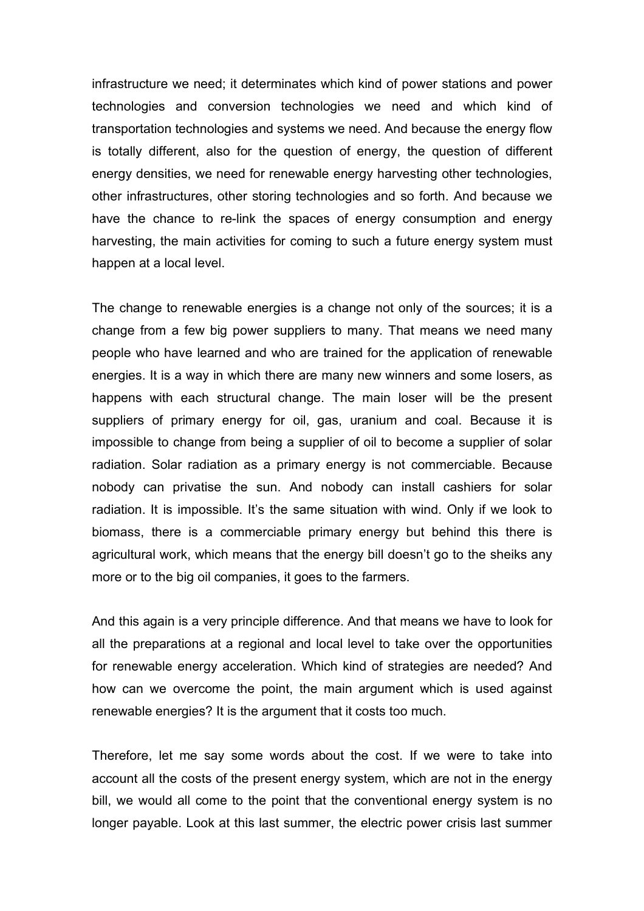infrastructure we need; it determinates which kind of power stations and power technologies and conversion technologies we need and which kind of transportation technologies and systems we need. And because the energy flow is totally different, also for the question of energy, the question of different energy densities, we need for renewable energy harvesting other technologies, other infrastructures, other storing technologies and so forth. And because we have the chance to re-link the spaces of energy consumption and energy harvesting, the main activities for coming to such a future energy system must happen at a local level.

The change to renewable energies is a change not only of the sources; it is a change from a few big power suppliers to many. That means we need many people who have learned and who are trained for the application of renewable energies. It is a way in which there are many new winners and some losers, as happens with each structural change. The main loser will be the present suppliers of primary energy for oil, gas, uranium and coal. Because it is impossible to change from being a supplier of oil to become a supplier of solar radiation. Solar radiation as a primary energy is not commerciable. Because nobody can privatise the sun. And nobody can install cashiers for solar radiation. It is impossible. It's the same situation with wind. Only if we look to biomass, there is a commerciable primary energy but behind this there is agricultural work, which means that the energy bill doesn't go to the sheiks any more or to the big oil companies, it goes to the farmers.

And this again is a very principle difference. And that means we have to look for all the preparations at a regional and local level to take over the opportunities for renewable energy acceleration. Which kind of strategies are needed? And how can we overcome the point, the main argument which is used against renewable energies? It is the argument that it costs too much.

Therefore, let me say some words about the cost. If we were to take into account all the costs of the present energy system, which are not in the energy bill, we would all come to the point that the conventional energy system is no longer payable. Look at this last summer, the electric power crisis last summer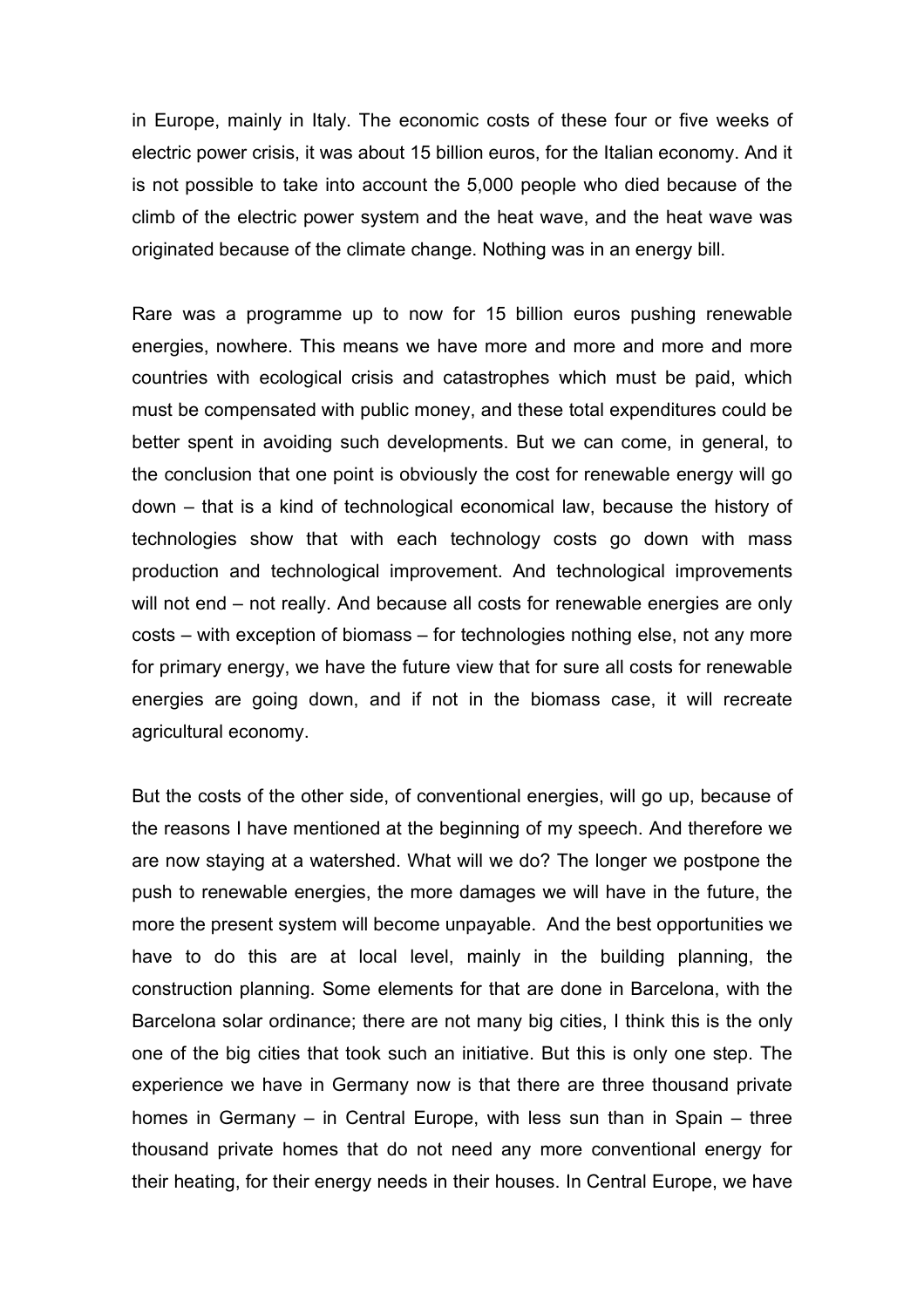in Europe, mainly in Italy. The economic costs of these four or five weeks of electric power crisis, it was about 15 billion euros, for the Italian economy. And it is not possible to take into account the 5,000 people who died because of the climb of the electric power system and the heat wave, and the heat wave was originated because of the climate change. Nothing was in an energy bill.

Rare was a programme up to now for 15 billion euros pushing renewable energies, nowhere. This means we have more and more and more and more countries with ecological crisis and catastrophes which must be paid, which must be compensated with public money, and these total expenditures could be better spent in avoiding such developments. But we can come, in general, to the conclusion that one point is obviously the cost for renewable energy will go down – that is a kind of technological economical law, because the history of technologies show that with each technology costs go down with mass production and technological improvement. And technological improvements will not end – not really. And because all costs for renewable energies are only costs – with exception of biomass – for technologies nothing else, not any more for primary energy, we have the future view that for sure all costs for renewable energies are going down, and if not in the biomass case, it will recreate agricultural economy.

But the costs of the other side, of conventional energies, will go up, because of the reasons I have mentioned at the beginning of my speech. And therefore we are now staying at a watershed. What will we do? The longer we postpone the push to renewable energies, the more damages we will have in the future, the more the present system will become unpayable. And the best opportunities we have to do this are at local level, mainly in the building planning, the construction planning. Some elements for that are done in Barcelona, with the Barcelona solar ordinance; there are not many big cities, I think this is the only one of the big cities that took such an initiative. But this is only one step. The experience we have in Germany now is that there are three thousand private homes in Germany – in Central Europe, with less sun than in Spain – three thousand private homes that do not need any more conventional energy for their heating, for their energy needs in their houses. In Central Europe, we have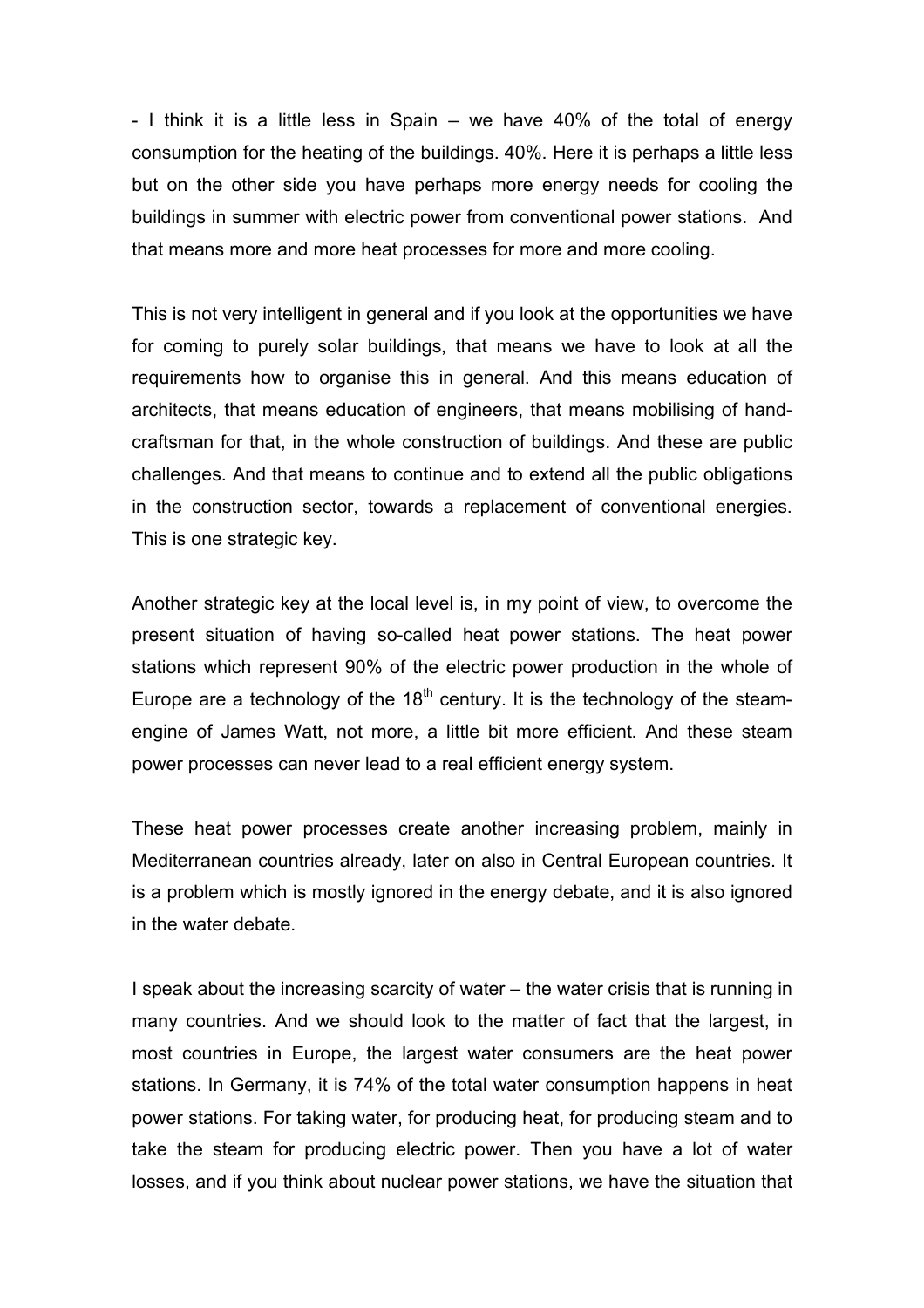- I think it is a little less in Spain – we have 40% of the total of energy consumption for the heating of the buildings. 40%. Here it is perhaps a little less but on the other side you have perhaps more energy needs for cooling the buildings in summer with electric power from conventional power stations. And that means more and more heat processes for more and more cooling.

This is not very intelligent in general and if you look at the opportunities we have for coming to purely solar buildings, that means we have to look at all the requirements how to organise this in general. And this means education of architects, that means education of engineers, that means mobilising of hand-craftsman for that, in the whole construction of buildings. And these are public challenges. And that means to continue and to extend all the public obligations in the construction sector, towards a replacement of conventional energies. This is one strategic key.

Another strategic key at the local level is, in my point of view, to overcome the present situation of having so-called heat power stations. The heat power stations which represent 90% of the electric power production in the whole of Europe are a technology of the 18th century. It is the technology of the steam-engine of James Watt, not more, a little bit more efficient. And these steam power processes can never lead to a real efficient energy system.

These heat power processes create another increasing problem, mainly in Mediterranean countries already, later on also in Central European countries. It is a problem which is mostly ignored in the energy debate, and it is also ignored in the water debate.

I speak about the increasing scarcity of water – the water crisis that is running in many countries. And we should look to the matter of fact that the largest, in most countries in Europe, the largest water consumers are the heat power stations. In Germany, it is 74% of the total water consumption happens in heat power stations. For taking water, for producing heat, for producing steam and to take the steam for producing electric power. Then you have a lot of water losses, and if you think about nuclear power stations, we have the situation that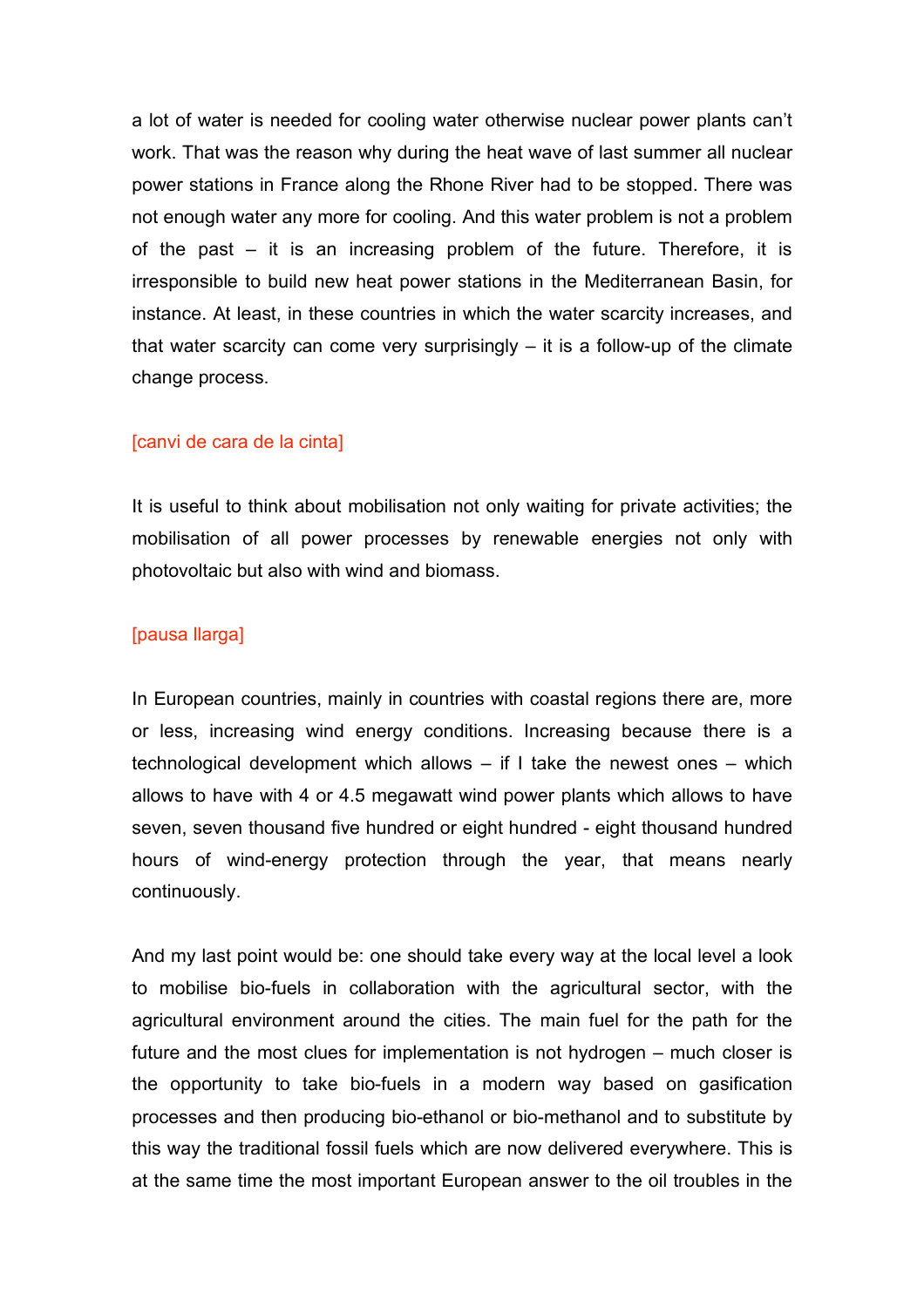a lot of water is needed for cooling water otherwise nuclear power plants can't work. That was the reason why during the heat wave of last summer all nuclear power stations in France along the Rhone River had to be stopped. There was not enough water any more for cooling. And this water problem is not a problem of the past – it is an increasing problem of the future. Therefore, it is irresponsible to build new heat power stations in the Mediterranean Basin, for instance. At least, in these countries in which the water scarcity increases, and that water scarcity can come very surprisingly – it is a follow-up of the climate change process.

[canvi de cara de la cinta]

It is useful to think about mobilisation not only waiting for private activities; the mobilisation of all power processes by renewable energies not only with photovoltaic but also with wind and biomass.

[pausa llarga]

In European countries, mainly in countries with coastal regions there are, more or less, increasing wind energy conditions. Increasing because there is a technological development which allows – if I take the newest ones – which allows to have with 4 or 4.5 megawatt wind power plants which allows to have seven, seven thousand five hundred or eight hundred - eight thousand hundred hours of wind-energy protection through the year, that means nearly continuously.

And my last point would be: one should take every way at the local level a look to mobilise bio-fuels in collaboration with the agricultural sector, with the agricultural environment around the cities. The main fuel for the path for the future and the most clues for implementation is not hydrogen – much closer is the opportunity to take bio-fuels in a modern way based on gasification processes and then producing bio-ethanol or bio-methanol and to substitute by this way the traditional fossil fuels which are now delivered everywhere. This is at the same time the most important European answer to the oil troubles in the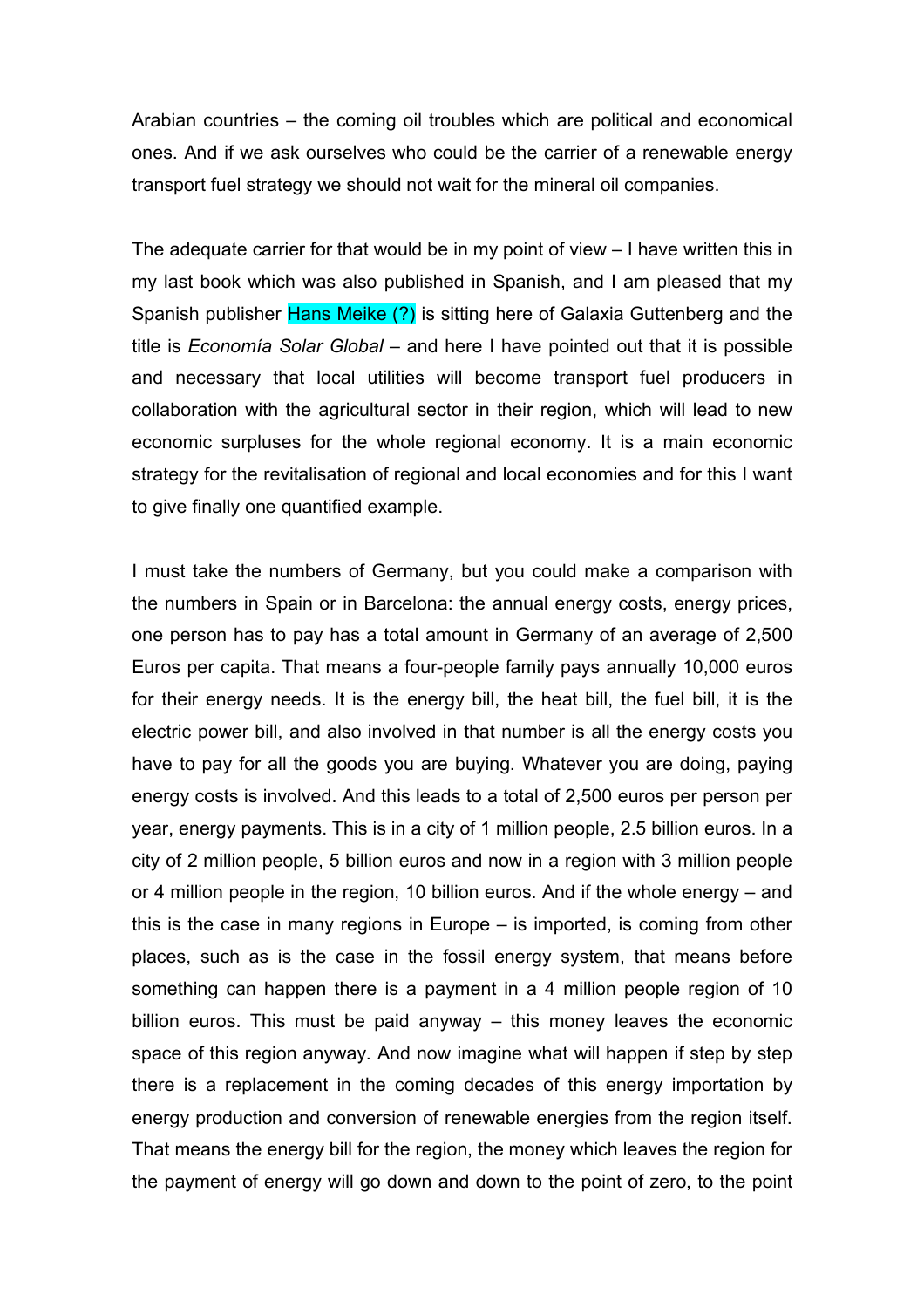Arabian countries – the coming oil troubles which are political and economical ones. And if we ask ourselves who could be the carrier of a renewable energy transport fuel strategy we should not wait for the mineral oil companies.

The adequate carrier for that would be in my point of view – I have written this in my last book which was also published in Spanish, and I am pleased that my Spanish publisher Hans Meike (?) is sitting here of Galaxia Guttenberg and the title is *Economía Solar Global* – and here I have pointed out that it is possible and necessary that local utilities will become transport fuel producers in collaboration with the agricultural sector in their region, which will lead to new economic surpluses for the whole regional economy. It is a main economic strategy for the revitalisation of regional and local economies and for this I want to give finally one quantified example.

I must take the numbers of Germany, but you could make a comparison with the numbers in Spain or in Barcelona: the annual energy costs, energy prices, one person has to pay has a total amount in Germany of an average of 2,500 Euros per capita. That means a four-people family pays annually 10,000 euros for their energy needs. It is the energy bill, the heat bill, the fuel bill, it is the electric power bill, and also involved in that number is all the energy costs you have to pay for all the goods you are buying. Whatever you are doing, paying energy costs is involved. And this leads to a total of 2,500 euros per person per year, energy payments. This is in a city of 1 million people, 2.5 billion euros. In a city of 2 million people, 5 billion euros and now in a region with 3 million people or 4 million people in the region, 10 billion euros. And if the whole energy – and this is the case in many regions in Europe – is imported, is coming from other places, such as is the case in the fossil energy system, that means before something can happen there is a payment in a 4 million people region of 10 billion euros. This must be paid anyway – this money leaves the economic space of this region anyway. And now imagine what will happen if step by step there is a replacement in the coming decades of this energy importation by energy production and conversion of renewable energies from the region itself. That means the energy bill for the region, the money which leaves the region for the payment of energy will go down and down to the point of zero, to the point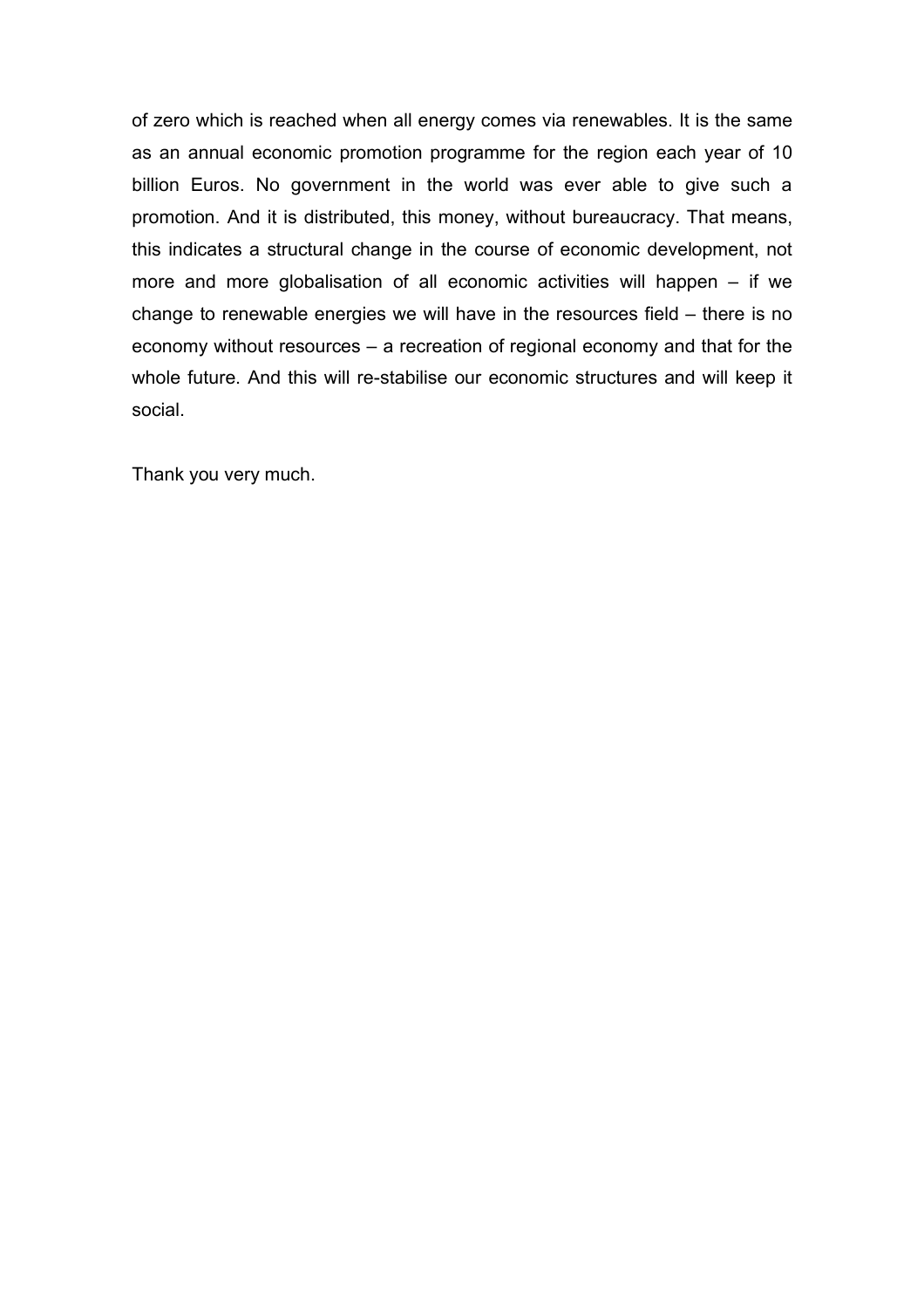of zero which is reached when all energy comes via renewables. It is the same as an annual economic promotion programme for the region each year of 10 billion Euros. No government in the world was ever able to give such a promotion. And it is distributed, this money, without bureaucracy. That means, this indicates a structural change in the course of economic development, not more and more globalisation of all economic activities will happen – if we change to renewable energies we will have in the resources field – there is no economy without resources – a recreation of regional economy and that for the whole future. And this will re-stabilise our economic structures and will keep it social.

Thank you very much.